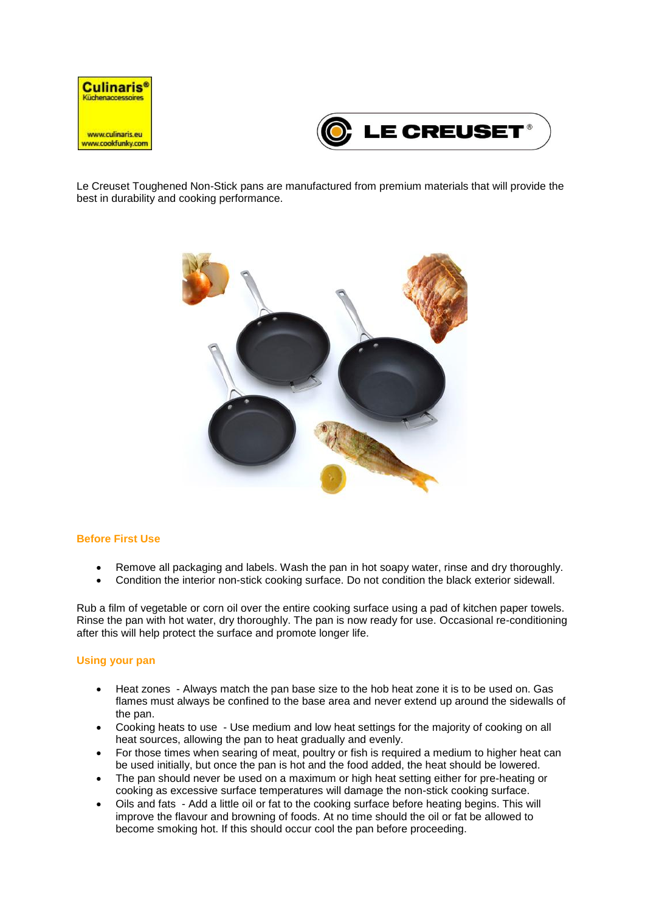Le Creuset Toughened Non-Stick pans are manufactured from premium materials that will provide the best in durability and cooking performance.

## Before First Use

- Remove all packaging and labels. Wash the pan in hot soapy water, rinse and dry thoroughly.
- Condition the interior non-stick cooking surface. Do not condition the black exterior sidewall.

Rub a film of vegetable or corn oil over the entire cooking surface using a pad of kitchen paper towels. Rinse the pan with hot water, dry thoroughly. The pan is now ready for use. Occasional re-conditioning after this will help protect the surface and promote longer life.

## Using your pan

- Heat zones - Always match the pan base size to the hob heat zone it is to be used on. Gas flames must always be confined to the base area and never extend up around the sidewalls of the pan.
- Cooking heats to use - Use medium and low heat settings for the majority of cooking on all heat sources, allowing the pan to heat gradually and evenly.
- For those times when searing of meat, poultry or fish is required a medium to higher heat can be used initially, but once the pan is hot and the food added, the heat should be lowered.
- The pan should never be used on a maximum or high heat setting either for pre-heating or cooking as excessive surface temperatures will damage the non-stick cooking surface.
- Oils and fats - Add a little oil or fat to the cooking surface before heating begins. This will improve the flavour and browning of foods. At no time should the oil or fat be allowed to become smoking hot. If this should occur cool the pan before proceeding.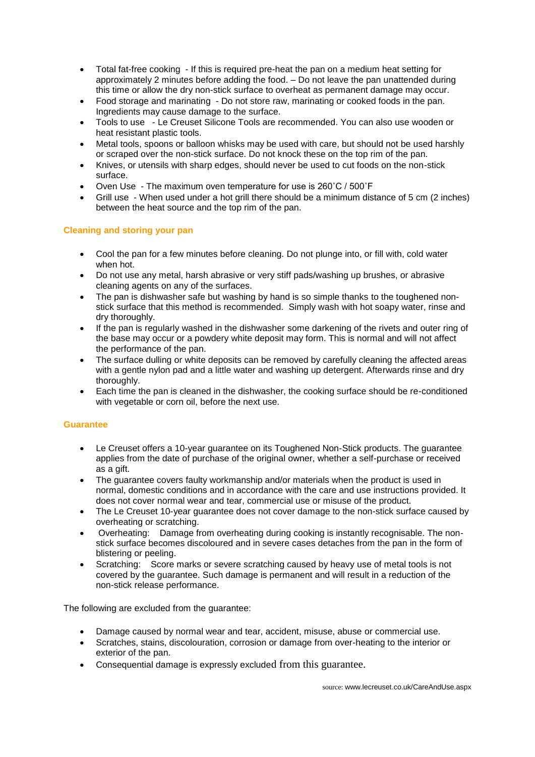- Total fat-free cooking - If this is required pre-heat the pan on a medium heat setting for approximately 2 minutes before adding the food. – Do not leave the pan unattended during this time or allow the dry non-stick surface to overheat as permanent damage may occur.
- Food storage and marinating - Do not store raw, marinating or cooked foods in the pan. Ingredients may cause damage to the surface.
- Tools to use - Le Creuset Silicone Tools are recommended. You can also use wooden or heat resistant plastic tools.
- Metal tools, spoons or balloon whisks may be used with care, but should not be used harshly or scraped over the non-stick surface. Do not knock these on the top rim of the pan.
- Knives, or utensils with sharp edges, should never be used to cut foods on the non-stick surface.
- Oven Use - The maximum oven temperature for use is 260˚C / 500˚F
- Grill use - When used under a hot grill there should be a minimum distance of 5 cm (2 inches) between the heat source and the top rim of the pan.

## Cleaning and storing your pan

- Cool the pan for a few minutes before cleaning. Do not plunge into, or fill with, cold water when hot.
- Do not use any metal, harsh abrasive or very stiff pads/washing up brushes, or abrasive cleaning agents on any of the surfaces.
- The pan is dishwasher safe but washing by hand is so simple thanks to the toughened non-stick surface that this method is recommended. Simply wash with hot soapy water, rinse and dry thoroughly.
- If the pan is regularly washed in the dishwasher some darkening of the rivets and outer ring of the base may occur or a powdery white deposit may form. This is normal and will not affect the performance of the pan.
- The surface dulling or white deposits can be removed by carefully cleaning the affected areas with a gentle nylon pad and a little water and washing up detergent. Afterwards rinse and dry thoroughly.
- Each time the pan is cleaned in the dishwasher, the cooking surface should be re-conditioned with vegetable or corn oil, before the next use.

## Guarantee

- Le Creuset offers a 10-year guarantee on its Toughened Non-Stick products. The guarantee applies from the date of purchase of the original owner, whether a self-purchase or received as a gift.
- The guarantee covers faulty workmanship and/or materials when the product is used in normal, domestic conditions and in accordance with the care and use instructions provided. It does not cover normal wear and tear, commercial use or misuse of the product.
- The Le Creuset 10-year guarantee does not cover damage to the non-stick surface caused by overheating or scratching.
- Overheating: Damage from overheating during cooking is instantly recognisable. The non-stick surface becomes discoloured and in severe cases detaches from the pan in the form of blistering or peeling.
- Scratching: Score marks or severe scratching caused by heavy use of metal tools is not covered by the guarantee. Such damage is permanent and will result in a reduction of the non-stick release performance.

The following are excluded from the guarantee:

- Damage caused by normal wear and tear, accident, misuse, abuse or commercial use.
- Scratches, stains, discolouration, corrosion or damage from over-heating to the interior or exterior of the pan.
- Consequential damage is expressly excluded from this guarantee.

source: www.lecreuset.co.uk/CareAndUse.aspx